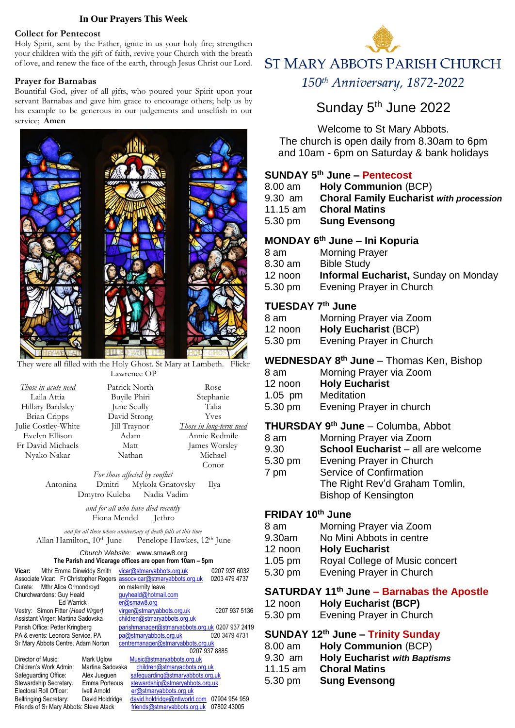# ST MARY ABBOTS PARISH CHURCH

*150th Anniversary, 1872-2022*

## Sunday 5th June 2022

Welcome to St Mary Abbots.
The church is open daily from 8.30am to 6pm
and 10am - 6pm on Saturday & bank holidays

### SUNDAY 5th June – Pentecost

| | |
|---|---|
| 8.00 am | **Holy Communion** (BCP) |
| 9.30 am | **Choral Family Eucharist** ***with procession*** |
| 11.15 am | **Choral Matins** |
| 5.30 pm | **Sung Evensong** |

### MONDAY 6th June – Ini Kopuria

| | |
|---|---|
| 8 am | Morning Prayer |
| 8.30 am | Bible Study |
| 12 noon | **Informal Eucharist,** Sunday on Monday |
| 5.30 pm | Evening Prayer in Church |

### TUESDAY 7th June

| | |
|---|---|
| 8 am | Morning Prayer via Zoom |
| 12 noon | **Holy Eucharist** (BCP) |
| 5.30 pm | Evening Prayer in Church |

### WEDNESDAY 8th June – Thomas Ken, Bishop

| | |
|---|---|
| 8 am | Morning Prayer via Zoom |
| 12 noon | **Holy Eucharist** |
| 1.05 pm | Meditation |
| 5.30 pm | Evening Prayer in church |

### THURSDAY 9th June – Columba, Abbot

| | |
|---|---|
| 8 am | Morning Prayer via Zoom |
| 9.30 | **School Eucharist** – all are welcome |
| 5.30 pm | Evening Prayer in Church |
| 7 pm | Service of Confirmation<br>The Right Rev'd Graham Tomlin, Bishop of Kensington |

### FRIDAY 10th June

| | |
|---|---|
| 8 am | Morning Prayer via Zoom |
| 9.30am | No Mini Abbots in centre |
| 12 noon | **Holy Eucharist** |
| 1.05 pm | Royal College of Music concert |
| 5.30 pm | Evening Prayer in Church |

### SATURDAY 11th June – Barnabas the Apostle

| | |
|---|---|
| 12 noon | **Holy Eucharist (BCP)** |
| 5.30 pm | Evening Prayer in Church |

### SUNDAY 12th June – Trinity Sunday

| | |
|---|---|
| 8.00 am | **Holy Communion** (BCP) |
| 9.30 am | **Holy Eucharist** ***with Baptisms*** |
| 11.15 am | **Choral Matins** |
| 5.30 pm | **Sung Evensong** |

## In Our Prayers This Week

### Collect for Pentecost

Holy Spirit, sent by the Father, ignite in us your holy fire; strengthen your children with the gift of faith, revive your Church with the breath of love, and renew the face of the earth, through Jesus Christ our Lord.

### Prayer for Barnabas

Bountiful God, giver of all gifts, who poured your Spirit upon your servant Barnabas and gave him grace to encourage others; help us by his example to be generous in our judgements and unselfish in our service; **Amen**

They were all filled with the Holy Ghost. St Mary at Lambeth. Flickr Lawrence OP

*Those in acute need*
Laila Attia, Hillary Bardsley, Brian Cripps, Julie Costley-White, Evelyn Ellison, Fr David Michaels, Nyako Nakar, Patrick North, Buyile Phiri, June Scully, David Strong, Jill Traynor, Adam, Matt, Nathan, Rose, Stephanie, Talia, Yves

*Those in long-term need*
Annie Redmile, James Worsley, Michael, Conor

*For those affected by conflict*
Antonina, Dmitri, Mykola Gnatovsky, Ilya, Dmytro Kuleba, Nadia Vadim

*and for all who have died recently*
Fiona Mendel, Jethro

*and for all those whose anniversary of death falls at this time*
Allan Hamilton, 10th June; Penelope Hawkes, 12th June

*Church Website:* www.smaw8.org
**The Parish and Vicarage offices are open from 10am – 5pm**

| | | | |
|---|---|---|---|
| **Vicar:** | Mthr Emma Dinwiddy Smith | vicar@stmaryabbots.org.uk | 0207 937 6032 |
| Associate Vicar: | Fr Christopher Rogers | assocvicar@stmaryabbots.org.uk | 0203 479 4737 |
| Curate: | Mthr Alice Ormondroyd | on maternity leave | |
| Churchwardens: | Guy Heald | guyheald@hotmail.com | |
| | Ed Warrick | er@smaw8.org | |
| Vestry: | Simon Fitter (*Head Virger*) | virger@stmaryabbots.org.uk | 0207 937 5136 |
| Assistant Virger: | Martina Sadovska | children@stmaryabbots.org.uk | |
| Parish Office: | Petter Kringberg | parishmanager@stmaryabbots.org.uk | 0207 937 2419 |
| PA & events: | Leonora Service, PA | pa@stmaryabbots.org.uk | 020 3479 4731 |
| St Mary Abbots Centre: | Adam Norton | centremanager@stmaryabbots.org.uk | 0207 937 8885 |
| Director of Music: | Mark Uglow | Music@stmaryabbots.org.uk | |
| Children's Work Admin: | Martina Sadovska | children@stmaryabbots.org.uk | |
| Safeguarding Office: | Alex Jueguen | safeguarding@stmaryabbots.org.uk | |
| Stewardship Secretary: | Emma Porteous | stewardship@stmaryabbots.org.uk | |
| Electoral Roll Officer: | Ivell Arnold | er@stmaryabbots.org.uk | |
| Bellringing Secretary: | David Holdridge | david.holdridge@ntlworld.com | 07904 954 959 |
| Friends of St Mary Abbots: | Steve Atack | friends@stmaryabbots.org.uk | 07802 43005 |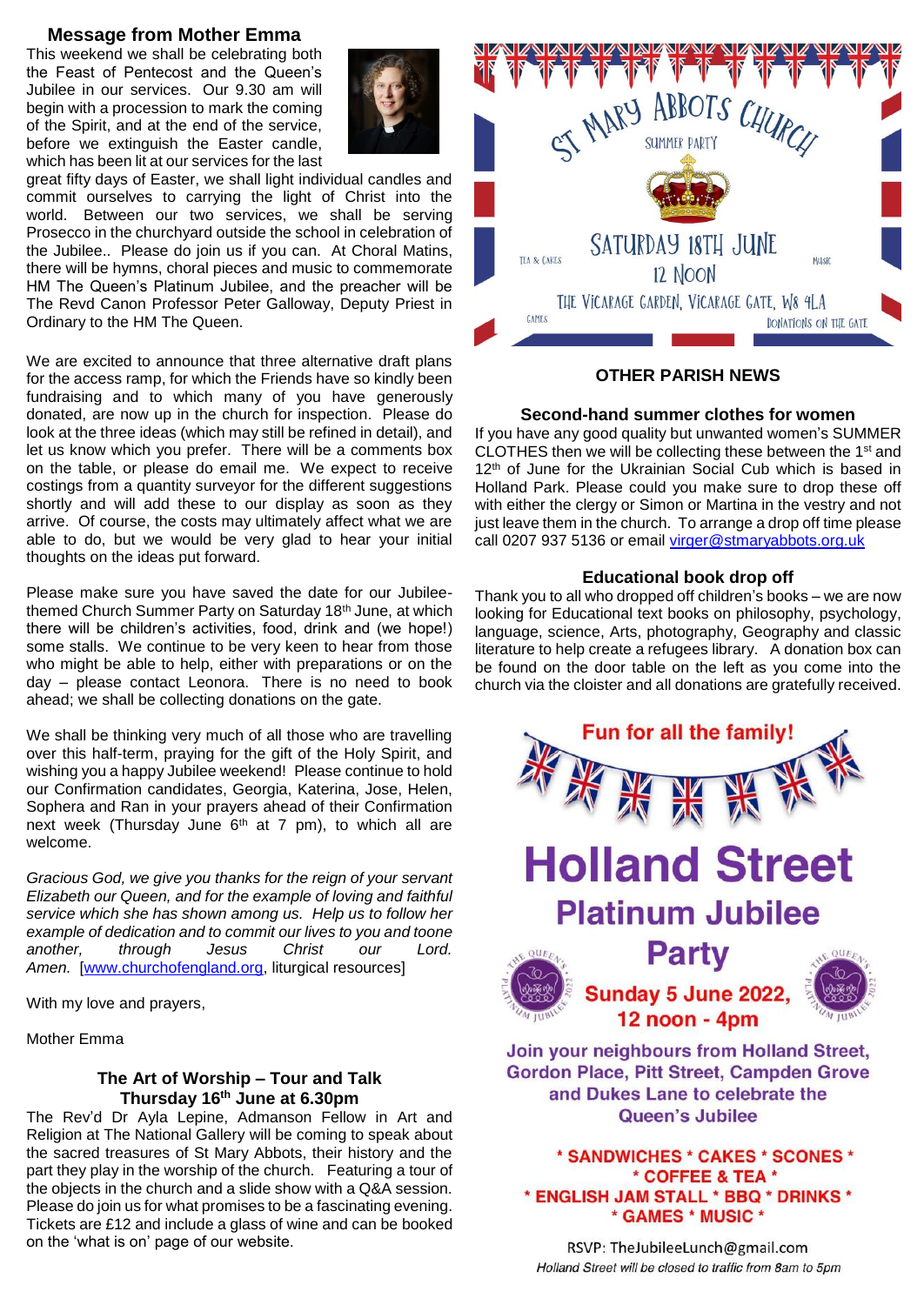## Message from Mother Emma

This weekend we shall be celebrating both the Feast of Pentecost and the Queen's Jubilee in our services. Our 9.30 am will begin with a procession to mark the coming of the Spirit, and at the end of the service, before we extinguish the Easter candle, which has been lit at our services for the last great fifty days of Easter, we shall light individual candles and commit ourselves to carrying the light of Christ into the world. Between our two services, we shall be serving Prosecco in the churchyard outside the school in celebration of the Jubilee.. Please do join us if you can. At Choral Matins, there will be hymns, choral pieces and music to commemorate HM The Queen's Platinum Jubilee, and the preacher will be The Revd Canon Professor Peter Galloway, Deputy Priest in Ordinary to the HM The Queen.

We are excited to announce that three alternative draft plans for the access ramp, for which the Friends have so kindly been fundraising and to which many of you have generously donated, are now up in the church for inspection. Please do look at the three ideas (which may still be refined in detail), and let us know which you prefer. There will be a comments box on the table, or please do email me. We expect to receive costings from a quantity surveyor for the different suggestions shortly and will add these to our display as soon as they arrive. Of course, the costs may ultimately affect what we are able to do, but we would be very glad to hear your initial thoughts on the ideas put forward.

Please make sure you have saved the date for our Jubilee-themed Church Summer Party on Saturday 18th June, at which there will be children's activities, food, drink and (we hope!) some stalls. We continue to be very keen to hear from those who might be able to help, either with preparations or on the day – please contact Leonora. There is no need to book ahead; we shall be collecting donations on the gate.

We shall be thinking very much of all those who are travelling over this half-term, praying for the gift of the Holy Spirit, and wishing you a happy Jubilee weekend! Please continue to hold our Confirmation candidates, Georgia, Katerina, Jose, Helen, Sophera and Ran in your prayers ahead of their Confirmation next week (Thursday June 6th at 7 pm), to which all are welcome.

*Gracious God, we give you thanks for the reign of your servant Elizabeth our Queen, and for the example of loving and faithful service which she has shown among us. Help us to follow her example of dedication and to commit our lives to you and toone another, through Jesus Christ our Lord. Amen.* [www.churchofengland.org, liturgical resources]

With my love and prayers,

Mother Emma

### The Art of Worship – Tour and Talk
### Thursday 16th June at 6.30pm

The Rev'd Dr Ayla Lepine, Admanson Fellow in Art and Religion at The National Gallery will be coming to speak about the sacred treasures of St Mary Abbots, their history and the part they play in the worship of the church. Featuring a tour of the objects in the church and a slide show with a Q&A session. Please do join us for what promises to be a fascinating evening. Tickets are £12 and include a glass of wine and can be booked on the 'what is on' page of our website.

ST MARY ABBOTS CHURCH

SUMMER PARTY

SATURDAY 18TH JUNE

12 NOON

THE VICARAGE GARDEN, VICARAGE GATE, W8 4LA

TEA & CAKES

MUSIC

GAMES

DONATIONS ON THE GATE

## OTHER PARISH NEWS

### Second-hand summer clothes for women

If you have any good quality but unwanted women's SUMMER CLOTHES then we will be collecting these between the 1st and 12th of June for the Ukrainian Social Cub which is based in Holland Park. Please could you make sure to drop these off with either the clergy or Simon or Martina in the vestry and not just leave them in the church. To arrange a drop off time please call 0207 937 5136 or email virger@stmaryabbots.org.uk

### Educational book drop off

Thank you to all who dropped off children's books – we are now looking for Educational text books on philosophy, psychology, language, science, Arts, photography, Geography and classic literature to help create a refugees library. A donation box can be found on the door table on the left as you come into the church via the cloister and all donations are gratefully received.

**Fun for all the family!**

# Holland Street

## Platinum Jubilee Party

**Sunday 5 June 2022, 12 noon - 4pm**

**Join your neighbours from Holland Street, Gordon Place, Pitt Street, Campden Grove and Dukes Lane to celebrate the Queen's Jubilee**

**\* SANDWICHES \* CAKES \* SCONES \***
**\* COFFEE & TEA \***
**\* ENGLISH JAM STALL \* BBQ \* DRINKS \***
**\* GAMES \* MUSIC \***

RSVP: TheJubileeLunch@gmail.com

*Holland Street will be closed to traffic from 8am to 5pm*